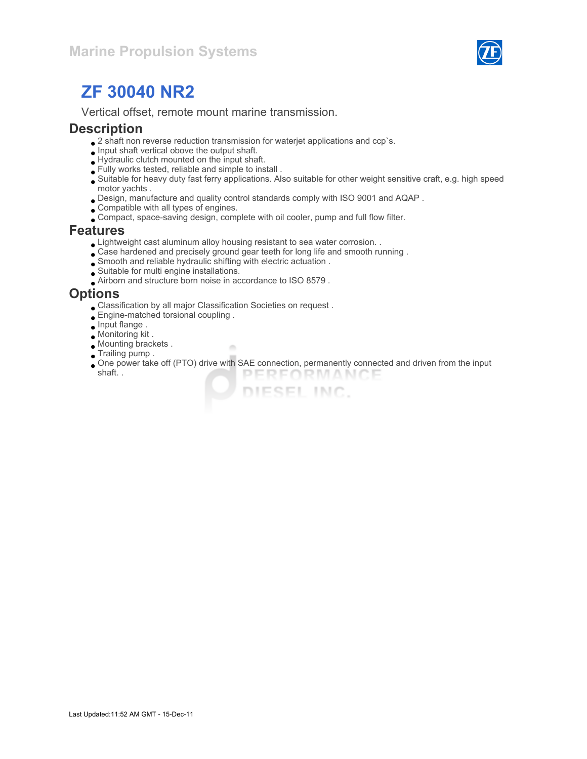Marine Propulsion Systems

# ZF 30040 NR2

Vertical offset, remote mount marine transmission.

## Description

- 2 shaft non reverse reduction transmission for waterjet applications and ccp`s.
- Input shaft vertical obove the output shaft.
- Hydraulic clutch mounted on the input shaft.
- Fully works tested, reliable and simple to install .
- Suitable for heavy duty fast ferry applications. Also suitable for other weight sensitive craft, e.g. high speed motor yachts .
- Design, manufacture and quality control standards comply with ISO 9001 and AQAP .
- Compatible with all types of engines.
- Compact, space-saving design, complete with oil cooler, pump and full flow filter.

## Features

- Lightweight cast aluminum alloy housing resistant to sea water corrosion. .
- Case hardened and precisely ground gear teeth for long life and smooth running .
- Smooth and reliable hydraulic shifting with electric actuation .
- Suitable for multi engine installations.
- Airborn and structure born noise in accordance to ISO 8579 .

## Options

- Classification by all major Classification Societies on request .
- Engine-matched torsional coupling .
- Input flange .
- Monitoring kit .
- Mounting brackets .
- Trailing pump .
- One power take off (PTO) drive with SAE connection, permanently connected and driven from the input shaft. .

Last Updated:11:52 AM GMT - 15-Dec-11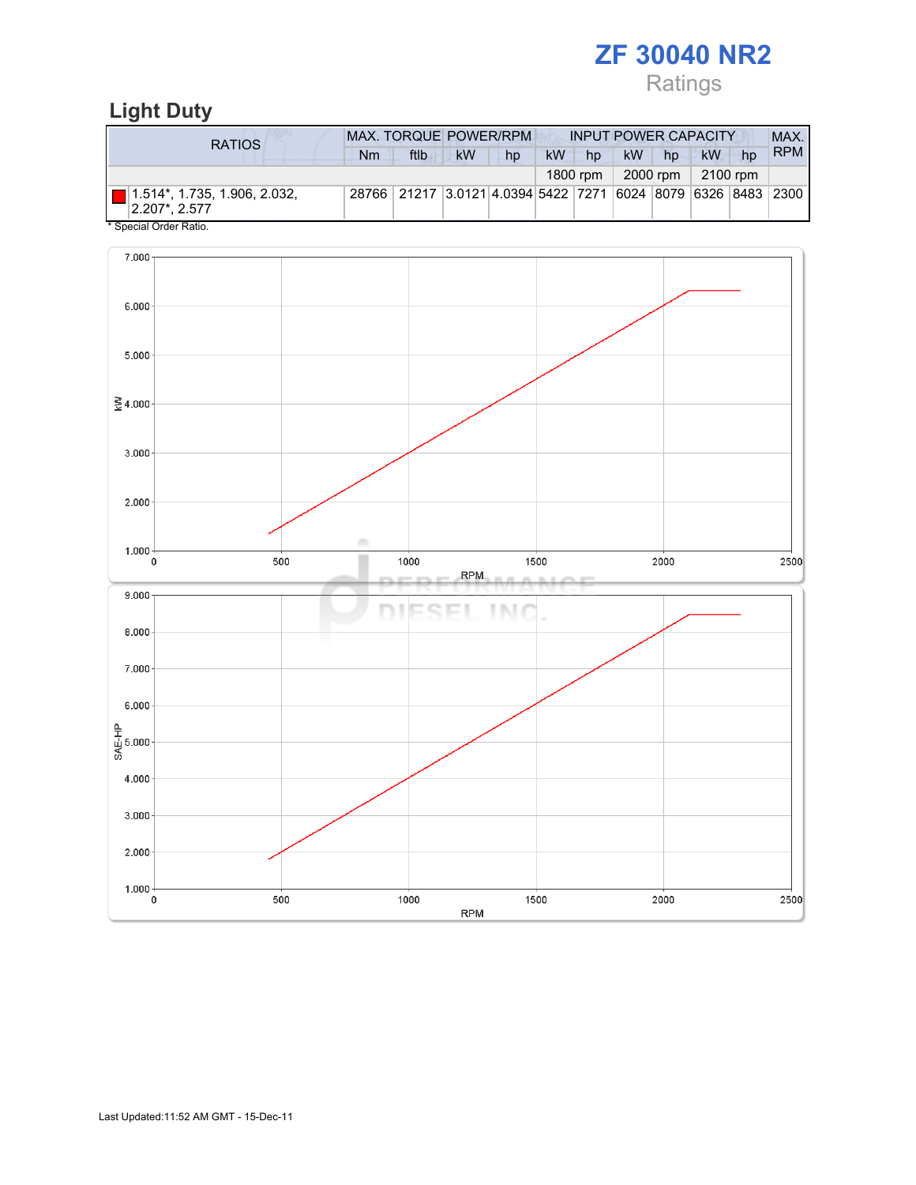# ZF 30040 NR2

Ratings

## Light Duty

| RATIOS | MAX. TORQUE | | POWER/RPM | | INPUT POWER CAPACITY | | | | | | MAX. RPM |
|---|---|---|---|---|---|---|---|---|---|---|---|
| | Nm | ftlb | kW | hp | kW | hp | kW | hp | kW | hp | |
| | | | | | 1800 rpm | | 2000 rpm | | 2100 rpm | | |
| 1.514*, 1.735, 1.906, 2.032, 2.207*, 2.577 | 28766 | 21217 | 3.0121 | 4.0394 | 5422 | 7271 | 6024 | 8079 | 6326 | 8483 | 2300 |

* Special Order Ratio.

Last Updated:11:52 AM GMT - 15-Dec-11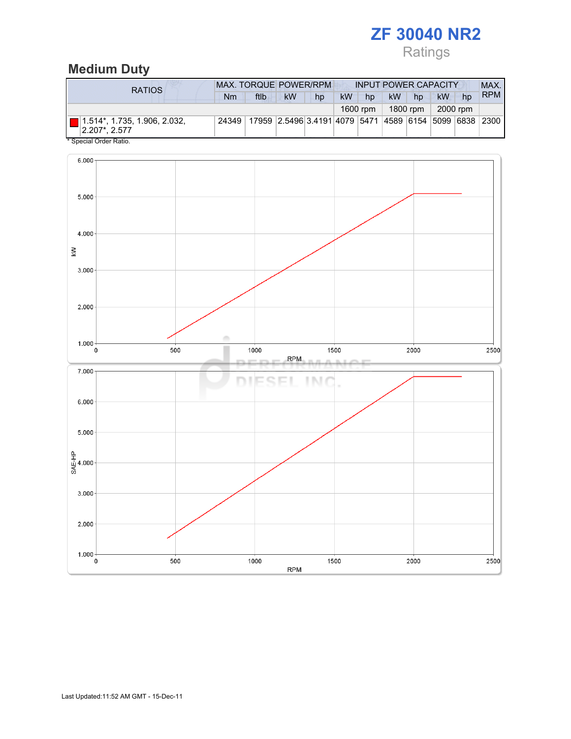# ZF 30040 NR2

Ratings

## Medium Duty

| RATIOS | MAX. TORQUE | | POWER/RPM | | INPUT POWER CAPACITY | | | | | | MAX. RPM |
|---|---|---|---|---|---|---|---|---|---|---|---|
| | Nm | ftlb | kW | hp | kW | hp | kW | hp | kW | hp | |
| | | | | | 1600 rpm | | 1800 rpm | | 2000 rpm | | |
| 1.514*, 1.735, 1.906, 2.032, 2.207*, 2.577 | 24349 | 17959 | 2.5496 | 3.4191 | 4079 | 5471 | 4589 | 6154 | 5099 | 6838 | 2300 |

* Special Order Ratio.

Last Updated:11:52 AM GMT - 15-Dec-11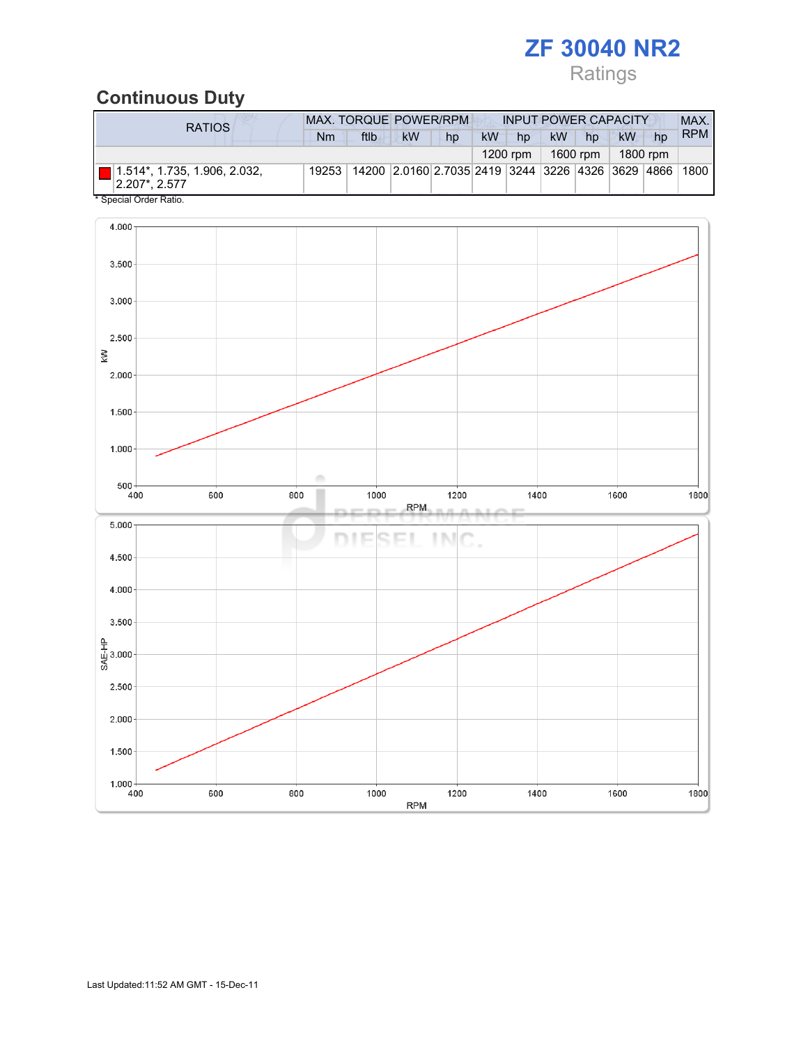# ZF 30040 NR2

Ratings

## Continuous Duty

| RATIOS | MAX. TORQUE | | POWER/RPM | | INPUT POWER CAPACITY | | | | | | MAX. RPM |
|---|---|---|---|---|---|---|---|---|---|---|---|
| | Nm | ftlb | kW | hp | kW | hp | kW | hp | kW | hp | |
| | | | | | 1200 rpm | | 1600 rpm | | 1800 rpm | | |
| 1.514*, 1.735, 1.906, 2.032, 2.207*, 2.577 | 19253 | 14200 | 2.0160 | 2.7035 | 2419 | 3244 | 3226 | 4326 | 3629 | 4866 | 1800 |

* Special Order Ratio.

Last Updated:11:52 AM GMT - 15-Dec-11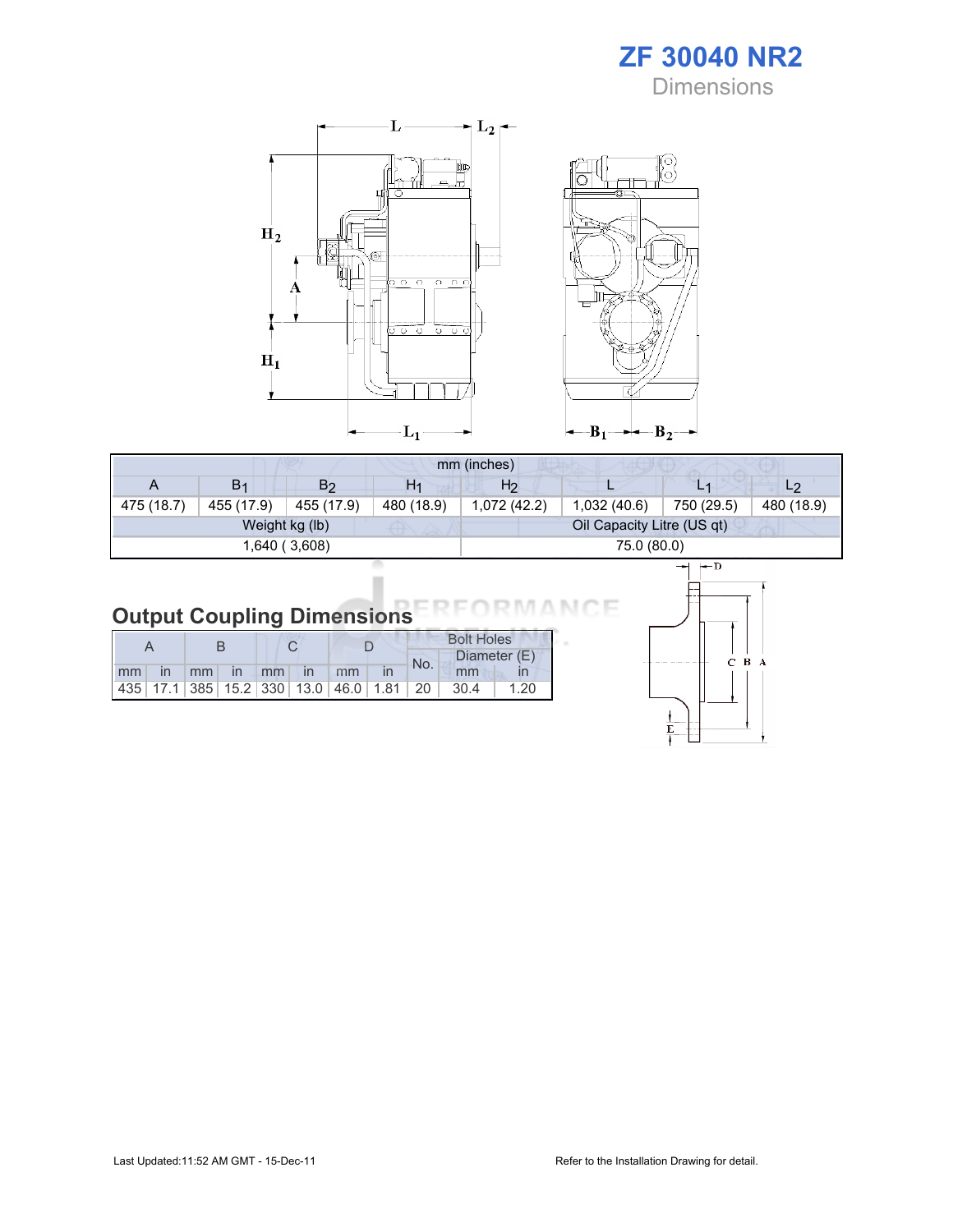# ZF 30040 NR2

## Dimensions

| A | $B_1$ | $B_2$ | $H_1$ | $H_2$ | L | $L_1$ | $L_2$ |
|---|---|---|---|---|---|---|---|
| mm (inches) | | | | | | | |
| 475 (18.7) | 455 (17.9) | 455 (17.9) | 480 (18.9) | 1,072 (42.2) | 1,032 (40.6) | 750 (29.5) | 480 (18.9) |

| Weight kg (lb) | Oil Capacity Litre (US qt) |
|---|---|
| 1,640 ( 3,608) | 75.0 (80.0) |

## Output Coupling Dimensions

| A | | B | | C | | D | | Bolt Holes | | |
|---|---|---|---|---|---|---|---|---|---|---|
| | | | | | | | | No. | Diameter (E) | |
| mm | in | mm | in | mm | in | mm | in | | mm | in |
| 435 | 17.1 | 385 | 15.2 | 330 | 13.0 | 46.0 | 1.81 | 20 | 30.4 | 1.20 |

Last Updated:11:52 AM GMT - 15-Dec-11

Refer to the Installation Drawing for detail.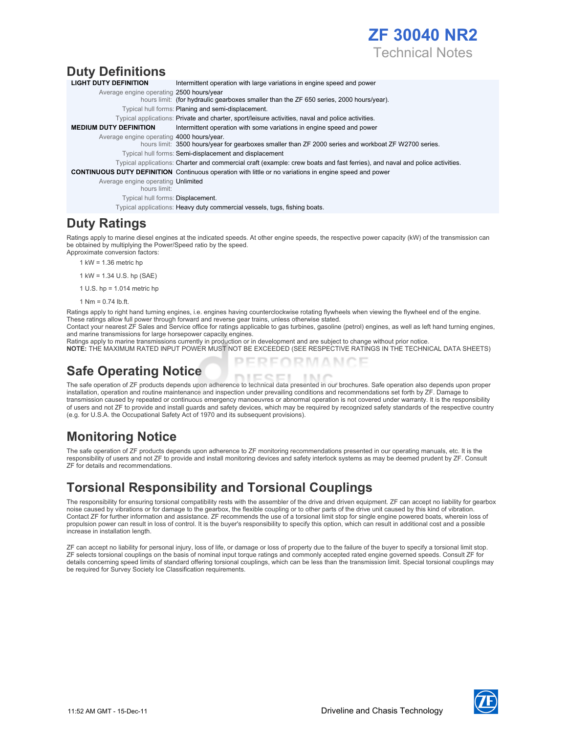# ZF 30040 NR2

Technical Notes

## Duty Definitions

| | |
|---|---|
| **LIGHT DUTY DEFINITION** | Intermittent operation with large variations in engine speed and power |
| Average engine operating hours limit: | 2500 hours/year (for hydraulic gearboxes smaller than the ZF 650 series, 2000 hours/year). |
| Typical hull forms: | Planing and semi-displacement. |
| Typical applications: | Private and charter, sport/leisure activities, naval and police activities. |
| **MEDIUM DUTY DEFINITION** | Intermittent operation with some variations in engine speed and power |
| Average engine operating hours limit: | 4000 hours/year. 3500 hours/year for gearboxes smaller than ZF 2000 series and workboat ZF W2700 series. |
| Typical hull forms: | Semi-displacement and displacement |
| Typical applications: | Charter and commercial craft (example: crew boats and fast ferries), and naval and police activities. |
| **CONTINUOUS DUTY DEFINITION** | Continuous operation with little or no variations in engine speed and power |
| Average engine operating hours limit: | Unlimited |
| Typical hull forms: | Displacement. |
| Typical applications: | Heavy duty commercial vessels, tugs, fishing boats. |

## Duty Ratings

Ratings apply to marine diesel engines at the indicated speeds. At other engine speeds, the respective power capacity (kW) of the transmission can be obtained by multiplying the Power/Speed ratio by the speed.
Approximate conversion factors:

1 kW = 1.36 metric hp

1 kW = 1.34 U.S. hp (SAE)

1 U.S. hp = 1.014 metric hp

1 Nm = 0.74 lb.ft.

Ratings apply to right hand turning engines, i.e. engines having counterclockwise rotating flywheels when viewing the flywheel end of the engine. These ratings allow full power through forward and reverse gear trains, unless otherwise stated.
Contact your nearest ZF Sales and Service office for ratings applicable to gas turbines, gasoline (petrol) engines, as well as left hand turning engines, and marine transmissions for large horsepower capacity engines.
Ratings apply to marine transmissions currently in production or in development and are subject to change without prior notice.
**NOTE:** THE MAXIMUM RATED INPUT POWER MUST NOT BE EXCEEDED (SEE RESPECTIVE RATINGS IN THE TECHNICAL DATA SHEETS)

## Safe Operating Notice

The safe operation of ZF products depends upon adherence to technical data presented in our brochures. Safe operation also depends upon proper installation, operation and routine maintenance and inspection under prevailing conditions and recommendations set forth by ZF. Damage to transmission caused by repeated or continuous emergency manoeuvres or abnormal operation is not covered under warranty. It is the responsibility of users and not ZF to provide and install guards and safety devices, which may be required by recognized safety standards of the respective country (e.g. for U.S.A. the Occupational Safety Act of 1970 and its subsequent provisions).

## Monitoring Notice

The safe operation of ZF products depends upon adherence to ZF monitoring recommendations presented in our operating manuals, etc. It is the responsibility of users and not ZF to provide and install monitoring devices and safety interlock systems as may be deemed prudent by ZF. Consult ZF for details and recommendations.

## Torsional Responsibility and Torsional Couplings

The responsibility for ensuring torsional compatibility rests with the assembler of the drive and driven equipment. ZF can accept no liability for gearbox noise caused by vibrations or for damage to the gearbox, the flexible coupling or to other parts of the drive unit caused by this kind of vibration. Contact ZF for further information and assistance. ZF recommends the use of a torsional limit stop for single engine powered boats, wherein loss of propulsion power can result in loss of control. It is the buyer's responsibility to specify this option, which can result in additional cost and a possible increase in installation length.

ZF can accept no liability for personal injury, loss of life, or damage or loss of property due to the failure of the buyer to specify a torsional limit stop. ZF selects torsional couplings on the basis of nominal input torque ratings and commonly accepted rated engine governed speeds. Consult ZF for details concerning speed limits of standard offering torsional couplings, which can be less than the transmission limit. Special torsional couplings may be required for Survey Society Ice Classification requirements.